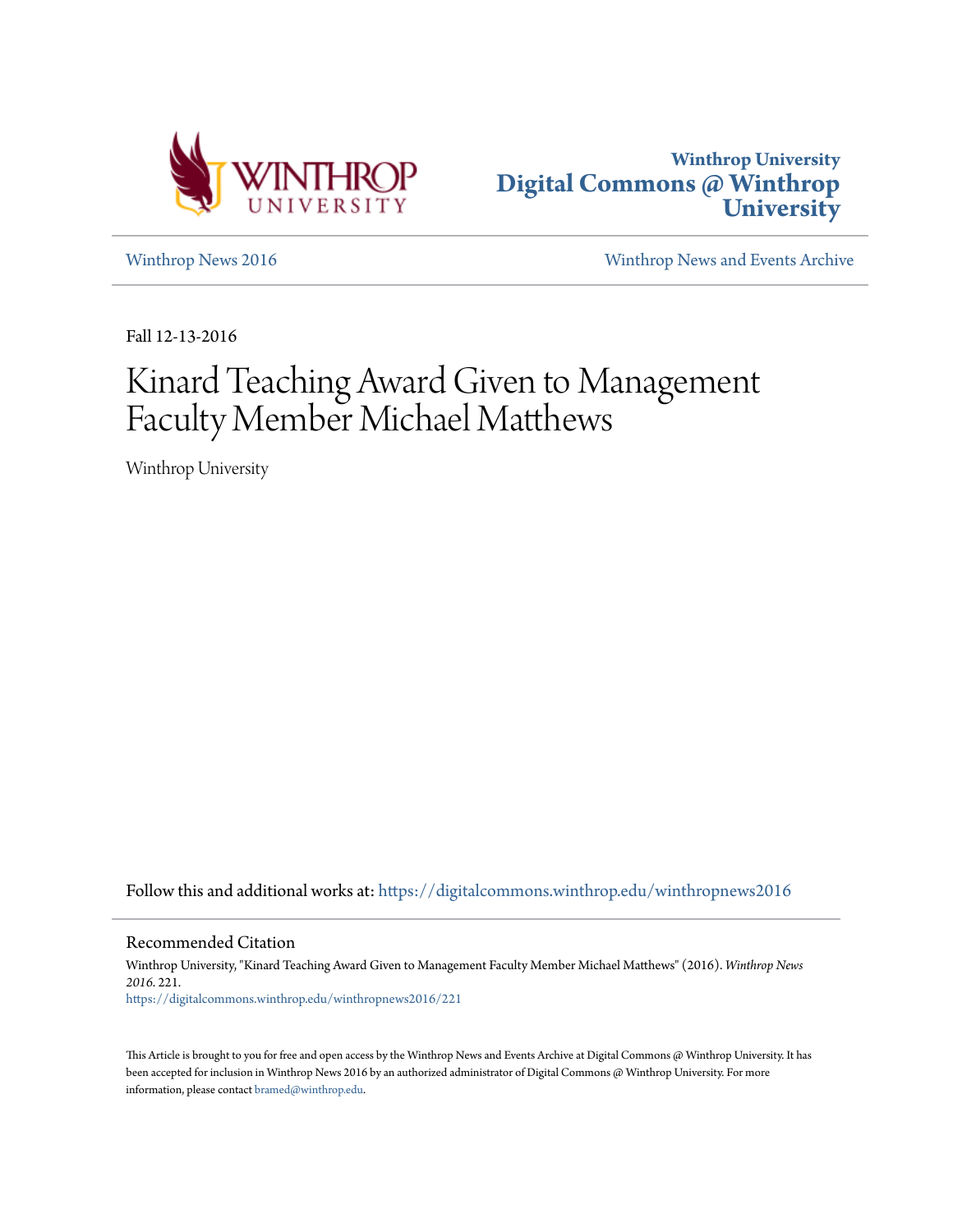Winthrop University
**Digital Commons @ Winthrop University**

[Winthrop News 2016](#) | [Winthrop News and Events Archive](#)

Fall 12-13-2016

# Kinard Teaching Award Given to Management Faculty Member Michael Matthews

Winthrop University

Follow this and additional works at: https://digitalcommons.winthrop.edu/winthropnews2016

## Recommended Citation

Winthrop University, "Kinard Teaching Award Given to Management Faculty Member Michael Matthews" (2016). *Winthrop News 2016*. 221.
https://digitalcommons.winthrop.edu/winthropnews2016/221

This Article is brought to you for free and open access by the Winthrop News and Events Archive at Digital Commons @ Winthrop University. It has been accepted for inclusion in Winthrop News 2016 by an authorized administrator of Digital Commons @ Winthrop University. For more information, please contact bramed@winthrop.edu.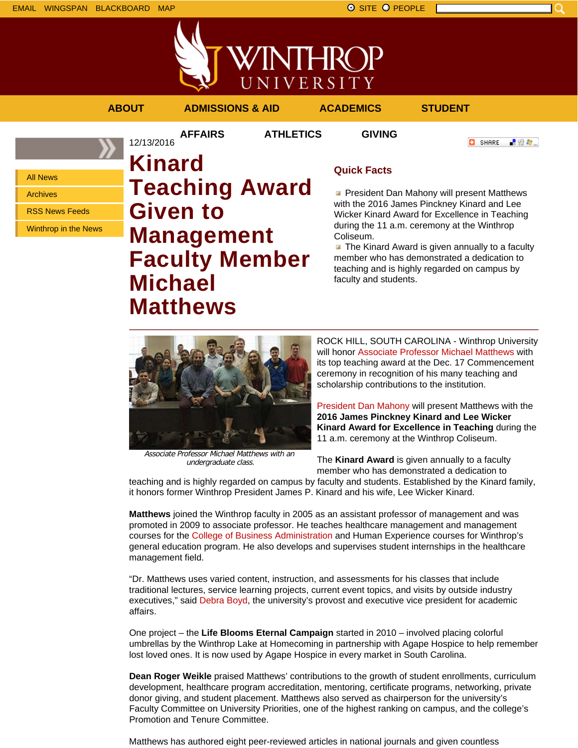EMAIL WINGSPAN BLACKBOARD MAP

SITE PEOPLE

ABOUT ADMISSIONS & AID ACADEMICS STUDENT AFFAIRS ATHLETICS GIVING

- All News
- Archives
- RSS News Feeds
- Winthrop in the News

12/13/2016

# Kinard Teaching Award Given to Management Faculty Member Michael Matthews

## Quick Facts

- President Dan Mahony will present Matthews with the 2016 James Pinckney Kinard and Lee Wicker Kinard Award for Excellence in Teaching during the 11 a.m. ceremony at the Winthrop Coliseum.
- The Kinard Award is given annually to a faculty member who has demonstrated a dedication to teaching and is highly regarded on campus by faculty and students.

*Associate Professor Michael Matthews with an undergraduate class.*

ROCK HILL, SOUTH CAROLINA - Winthrop University will honor Associate Professor Michael Matthews with its top teaching award at the Dec. 17 Commencement ceremony in recognition of his many teaching and scholarship contributions to the institution.

President Dan Mahony will present Matthews with the **2016 James Pinckney Kinard and Lee Wicker Kinard Award for Excellence in Teaching** during the 11 a.m. ceremony at the Winthrop Coliseum.

The **Kinard Award** is given annually to a faculty member who has demonstrated a dedication to teaching and is highly regarded on campus by faculty and students. Established by the Kinard family, it honors former Winthrop President James P. Kinard and his wife, Lee Wicker Kinard.

**Matthews** joined the Winthrop faculty in 2005 as an assistant professor of management and was promoted in 2009 to associate professor. He teaches healthcare management and management courses for the College of Business Administration and Human Experience courses for Winthrop's general education program. He also develops and supervises student internships in the healthcare management field.

"Dr. Matthews uses varied content, instruction, and assessments for his classes that include traditional lectures, service learning projects, current event topics, and visits by outside industry executives," said Debra Boyd, the university's provost and executive vice president for academic affairs.

One project – the **Life Blooms Eternal Campaign** started in 2010 – involved placing colorful umbrellas by the Winthrop Lake at Homecoming in partnership with Agape Hospice to help remember lost loved ones. It is now used by Agape Hospice in every market in South Carolina.

**Dean Roger Weikle** praised Matthews' contributions to the growth of student enrollments, curriculum development, healthcare program accreditation, mentoring, certificate programs, networking, private donor giving, and student placement. Matthews also served as chairperson for the university's Faculty Committee on University Priorities, one of the highest ranking on campus, and the college's Promotion and Tenure Committee.

Matthews has authored eight peer-reviewed articles in national journals and given countless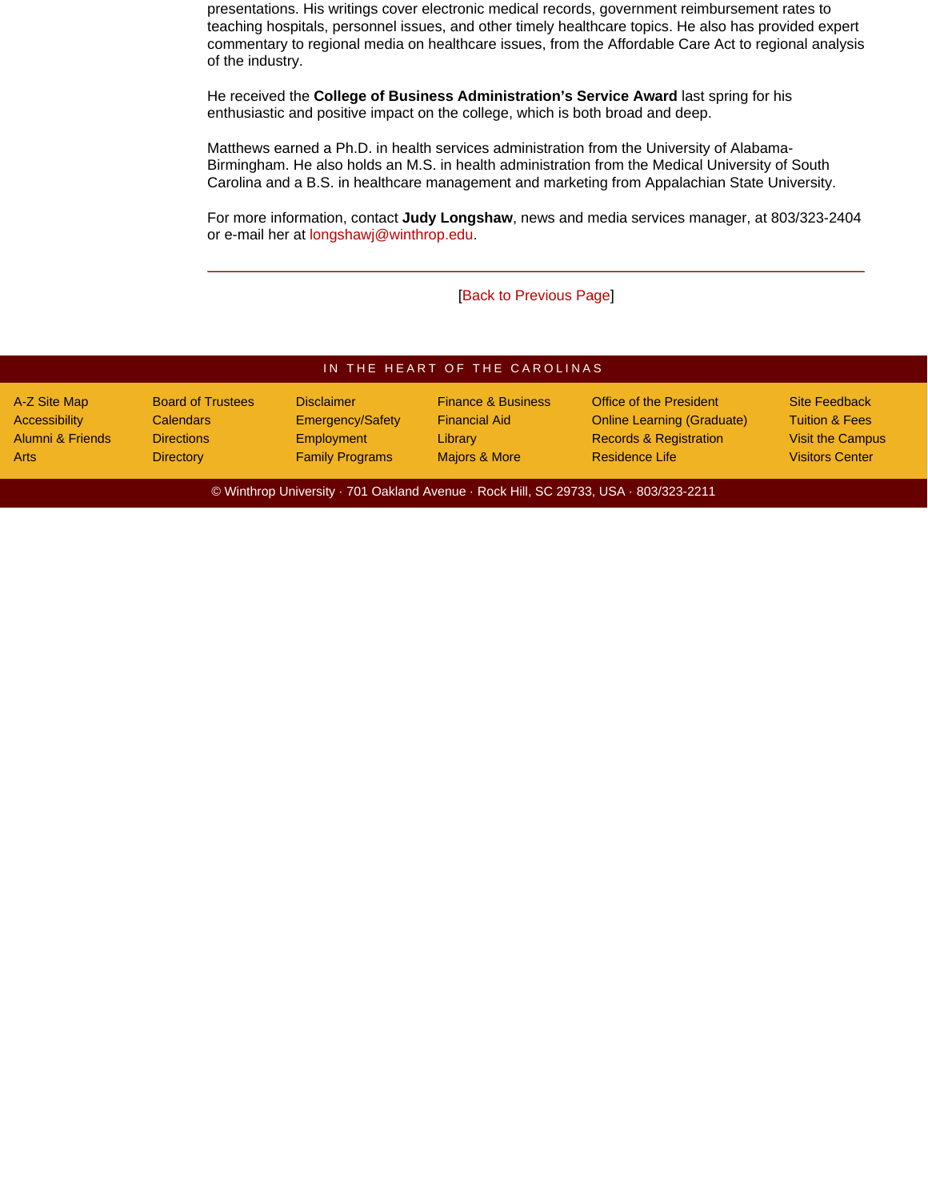presentations. His writings cover electronic medical records, government reimbursement rates to teaching hospitals, personnel issues, and other timely healthcare topics. He also has provided expert commentary to regional media on healthcare issues, from the Affordable Care Act to regional analysis of the industry.

He received the **College of Business Administration's Service Award** last spring for his enthusiastic and positive impact on the college, which is both broad and deep.

Matthews earned a Ph.D. in health services administration from the University of Alabama-Birmingham. He also holds an M.S. in health administration from the Medical University of South Carolina and a B.S. in healthcare management and marketing from Appalachian State University.

For more information, contact **Judy Longshaw**, news and media services manager, at 803/323-2404 or e-mail her at longshawj@winthrop.edu.

---

[Back to Previous Page]

IN THE HEART OF THE CAROLINAS

| | | | | | |
|---|---|---|---|---|---|
| A-Z Site Map | Board of Trustees | Disclaimer | Finance & Business | Office of the President | Site Feedback |
| Accessibility | Calendars | Emergency/Safety | Financial Aid | Online Learning (Graduate) | Tuition & Fees |
| Alumni & Friends | Directions | Employment | Library | Records & Registration | Visit the Campus |
| Arts | Directory | Family Programs | Majors & More | Residence Life | Visitors Center |

© Winthrop University · 701 Oakland Avenue · Rock Hill, SC 29733, USA · 803/323-2211